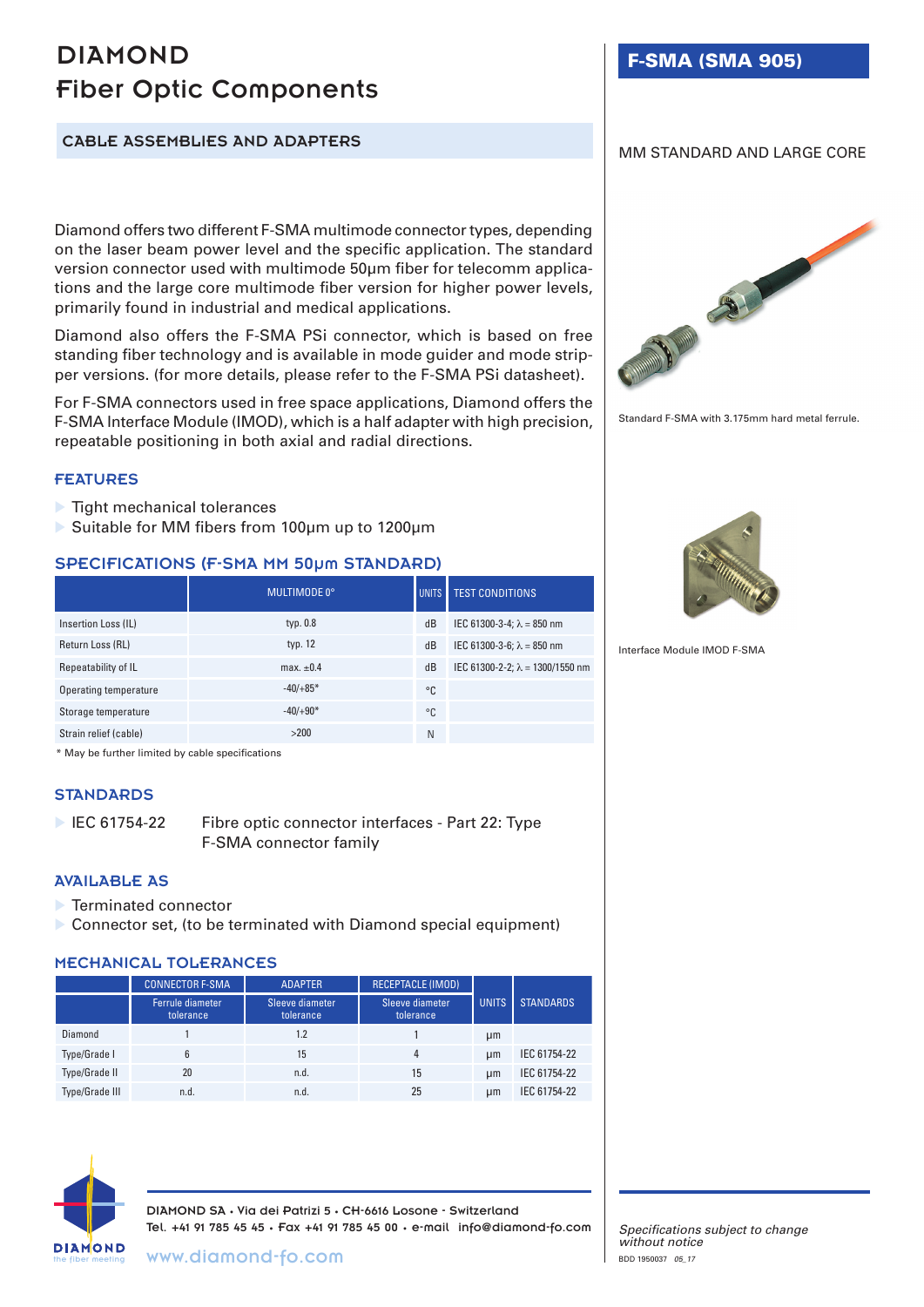# DIAMOND
# Fiber Optic Components

## CABLE ASSEMBLIES AND ADAPTERS

## F-SMA (SMA 905)

MM STANDARD AND LARGE CORE

Diamond offers two different F-SMA multimode connector types, depending on the laser beam power level and the specific application. The standard version connector used with multimode 50µm fiber for telecomm applications and the large core multimode fiber version for higher power levels, primarily found in industrial and medical applications.

Diamond also offers the F-SMA PSi connector, which is based on free standing fiber technology and is available in mode guider and mode stripper versions. (for more details, please refer to the F-SMA PSi datasheet).

For F-SMA connectors used in free space applications, Diamond offers the F-SMA Interface Module (IMOD), which is a half adapter with high precision, repeatable positioning in both axial and radial directions.

Standard F-SMA with 3.175mm hard metal ferrule.

Interface Module IMOD F-SMA

### FEATURES

- Tight mechanical tolerances
- Suitable for MM fibers from 100µm up to 1200µm

### SPECIFICATIONS (F-SMA MM 50µm STANDARD)

| | MULTIMODE 0° | UNITS | TEST CONDITIONS |
|---|---|---|---|
| Insertion Loss (IL) | typ. 0.8 | dB | IEC 61300-3-4; λ = 850 nm |
| Return Loss (RL) | typ. 12 | dB | IEC 61300-3-6; λ = 850 nm |
| Repeatability of IL | max. ±0.4 | dB | IEC 61300-2-2; λ = 1300/1550 nm |
| Operating temperature | -40/+85* | °C | |
| Storage temperature | -40/+90* | °C | |
| Strain relief (cable) | >200 | N | |

\* May be further limited by cable specifications

### STANDARDS

- IEC 61754-22 — Fibre optic connector interfaces - Part 22: Type F-SMA connector family

### AVAILABLE AS

- Terminated connector
- Connector set, (to be terminated with Diamond special equipment)

### MECHANICAL TOLERANCES

| | CONNECTOR F-SMA | ADAPTER | RECEPTACLE (IMOD) | UNITS | STANDARDS |
|---|---|---|---|---|---|
| | Ferrule diameter tolerance | Sleeve diameter tolerance | Sleeve diameter tolerance | | |
| Diamond | 1 | 1.2 | 1 | µm | |
| Type/Grade I | 6 | 15 | 4 | µm | IEC 61754-22 |
| Type/Grade II | 20 | n.d. | 15 | µm | IEC 61754-22 |
| Type/Grade III | n.d. | n.d. | 25 | µm | IEC 61754-22 |

DIAMOND SA • Via dei Patrizi 5 • CH-6616 Losone - Switzerland
Tel. +41 91 785 45 45 • Fax +41 91 785 45 00 • e-mail info@diamond-fo.com
www.diamond-fo.com

*Specifications subject to change without notice*

BDD 1950037 *05_17*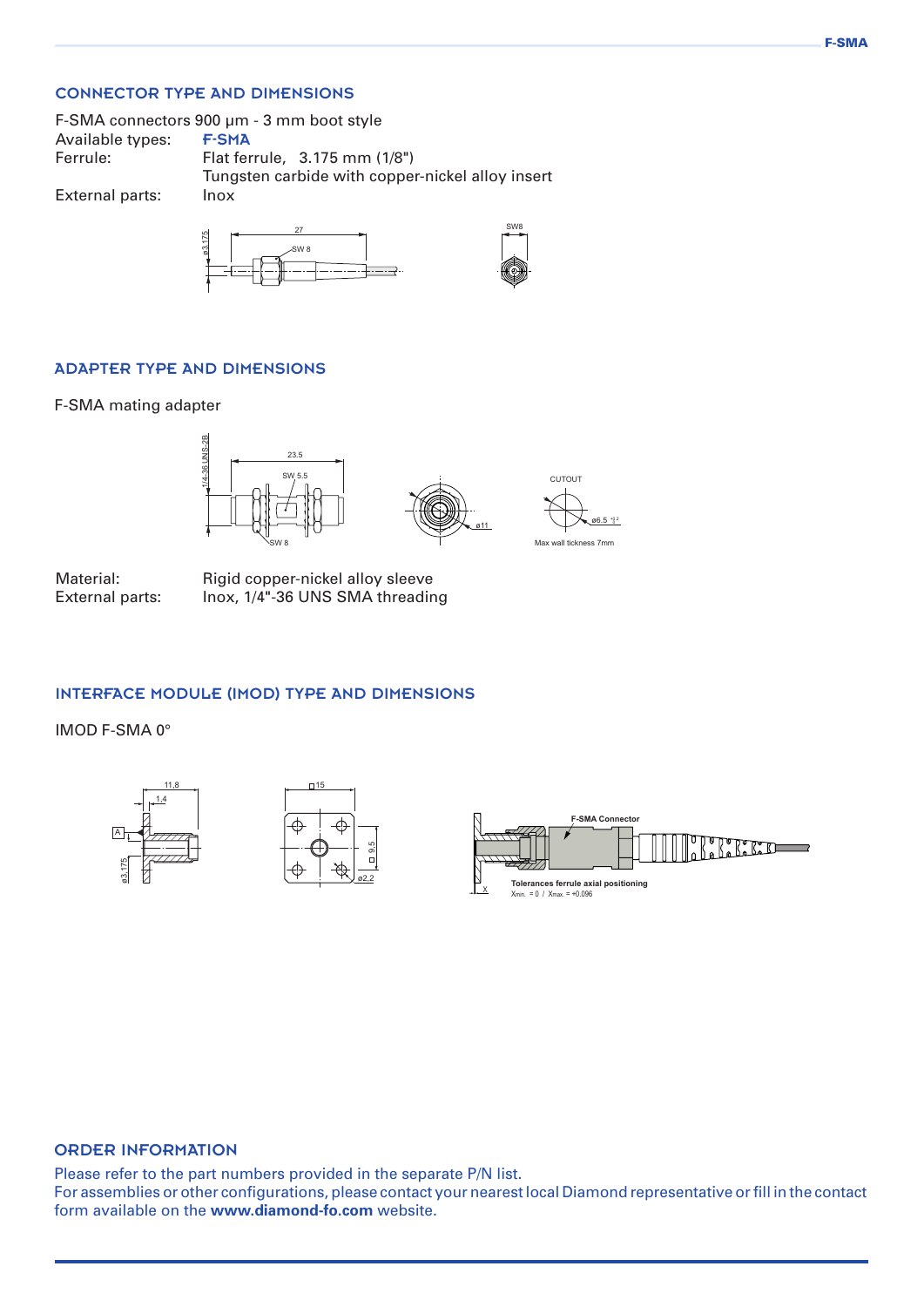## CONNECTOR TYPE AND DIMENSIONS

F-SMA connectors 900 µm - 3 mm boot style

| | |
|---|---|
| Available types: | **F-SMA** |
| Ferrule: | Flat ferrule, 3.175 mm (1/8") |
| | Tungsten carbide with copper-nickel alloy insert |
| External parts: | Inox |

ø3.175
27
SW 8
SW8

## ADAPTER TYPE AND DIMENSIONS

F-SMA mating adapter

1/4-36 UNS-2B
23.5
SW 5.5
SW 8
ø11
CUTOUT
ø6.5
Max wall tickness 7mm

| | |
|---|---|
| Material: | Rigid copper-nickel alloy sleeve |
| External parts: | Inox, 1/4"-36 UNS SMA threading |

## INTERFACE MODULE (IMOD) TYPE AND DIMENSIONS

IMOD F-SMA 0°

11,8
1,4
A
ø3.175
□15
□ 9,5
ø2,2
F-SMA Connector
X
**Tolerances ferrule axial positioning**
$X_{min.} = 0$ / $X_{max.} = +0.096$

## ORDER INFORMATION

Please refer to the part numbers provided in the separate P/N list.
For assemblies or other configurations, please contact your nearest local Diamond representative or fill in the contact form available on the **www.diamond-fo.com** website.